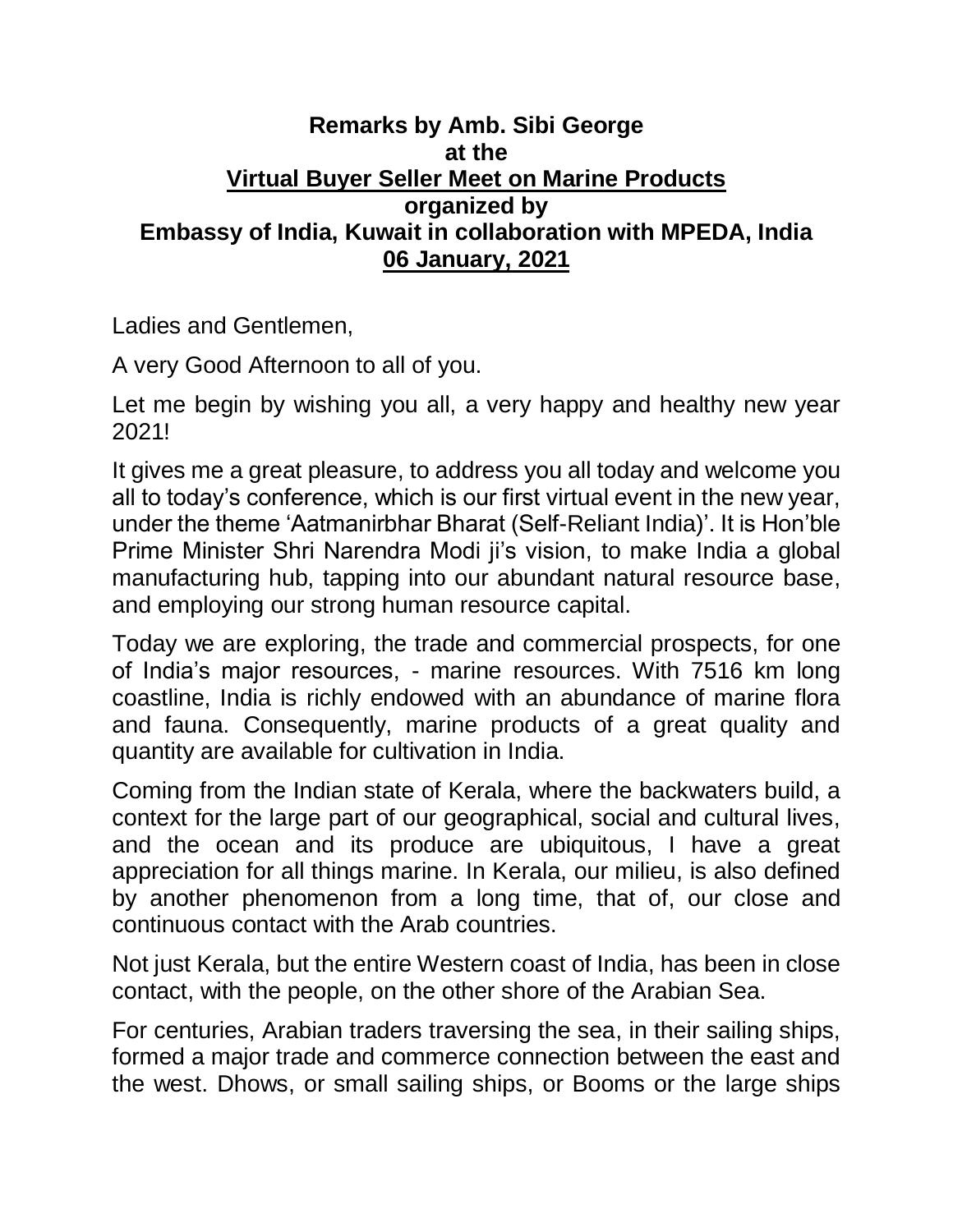**Remarks by Amb. Sibi George**
**at the**
**Virtual Buyer Seller Meet on Marine Products**
**organized by**
**Embassy of India, Kuwait in collaboration with MPEDA, India**
**06 January, 2021**

Ladies and Gentlemen,

A very Good Afternoon to all of you.

Let me begin by wishing you all, a very happy and healthy new year 2021!

It gives me a great pleasure, to address you all today and welcome you all to today's conference, which is our first virtual event in the new year, under the theme 'Aatmanirbhar Bharat (Self-Reliant India)'. It is Hon'ble Prime Minister Shri Narendra Modi ji's vision, to make India a global manufacturing hub, tapping into our abundant natural resource base, and employing our strong human resource capital.

Today we are exploring, the trade and commercial prospects, for one of India's major resources, - marine resources. With 7516 km long coastline, India is richly endowed with an abundance of marine flora and fauna. Consequently, marine products of a great quality and quantity are available for cultivation in India.

Coming from the Indian state of Kerala, where the backwaters build, a context for the large part of our geographical, social and cultural lives, and the ocean and its produce are ubiquitous, I have a great appreciation for all things marine. In Kerala, our milieu, is also defined by another phenomenon from a long time, that of, our close and continuous contact with the Arab countries.

Not just Kerala, but the entire Western coast of India, has been in close contact, with the people, on the other shore of the Arabian Sea.

For centuries, Arabian traders traversing the sea, in their sailing ships, formed a major trade and commerce connection between the east and the west. Dhows, or small sailing ships, or Booms or the large ships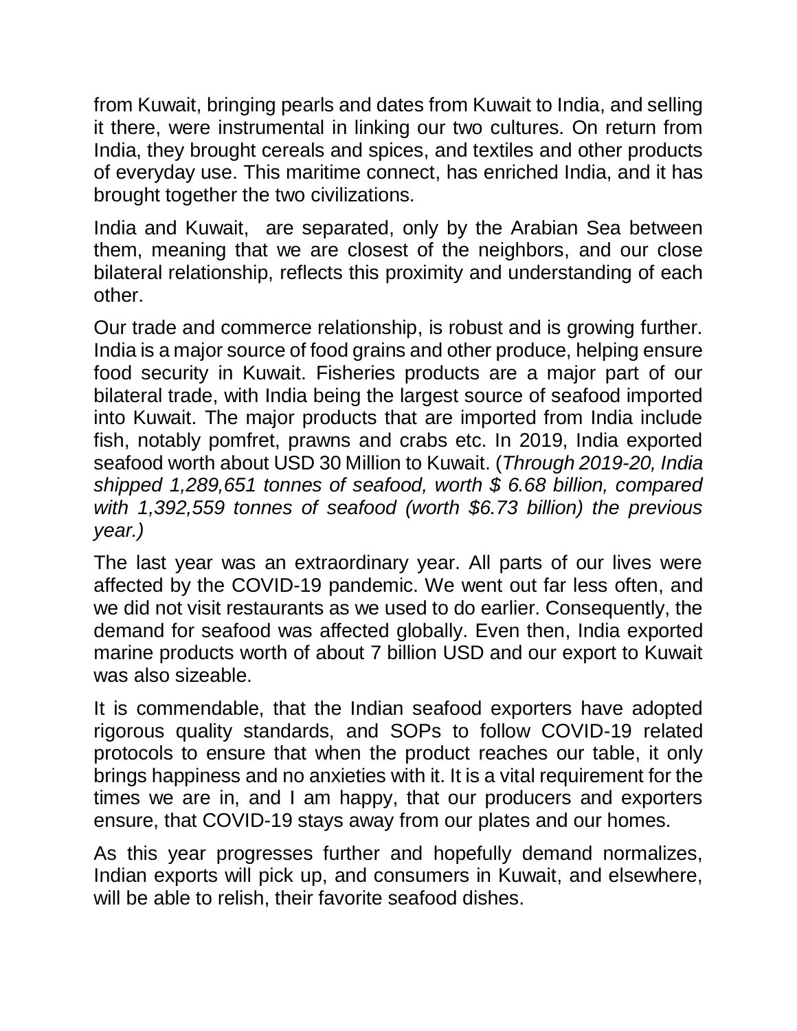from Kuwait, bringing pearls and dates from Kuwait to India, and selling it there, were instrumental in linking our two cultures. On return from India, they brought cereals and spices, and textiles and other products of everyday use. This maritime connect, has enriched India, and it has brought together the two civilizations.

India and Kuwait, are separated, only by the Arabian Sea between them, meaning that we are closest of the neighbors, and our close bilateral relationship, reflects this proximity and understanding of each other.

Our trade and commerce relationship, is robust and is growing further. India is a major source of food grains and other produce, helping ensure food security in Kuwait. Fisheries products are a major part of our bilateral trade, with India being the largest source of seafood imported into Kuwait. The major products that are imported from India include fish, notably pomfret, prawns and crabs etc. In 2019, India exported seafood worth about USD 30 Million to Kuwait. (*Through 2019-20, India shipped 1,289,651 tonnes of seafood, worth $ 6.68 billion, compared with 1,392,559 tonnes of seafood (worth $6.73 billion) the previous year.)*

The last year was an extraordinary year. All parts of our lives were affected by the COVID-19 pandemic. We went out far less often, and we did not visit restaurants as we used to do earlier. Consequently, the demand for seafood was affected globally. Even then, India exported marine products worth of about 7 billion USD and our export to Kuwait was also sizeable.

It is commendable, that the Indian seafood exporters have adopted rigorous quality standards, and SOPs to follow COVID-19 related protocols to ensure that when the product reaches our table, it only brings happiness and no anxieties with it. It is a vital requirement for the times we are in, and I am happy, that our producers and exporters ensure, that COVID-19 stays away from our plates and our homes.

As this year progresses further and hopefully demand normalizes, Indian exports will pick up, and consumers in Kuwait, and elsewhere, will be able to relish, their favorite seafood dishes.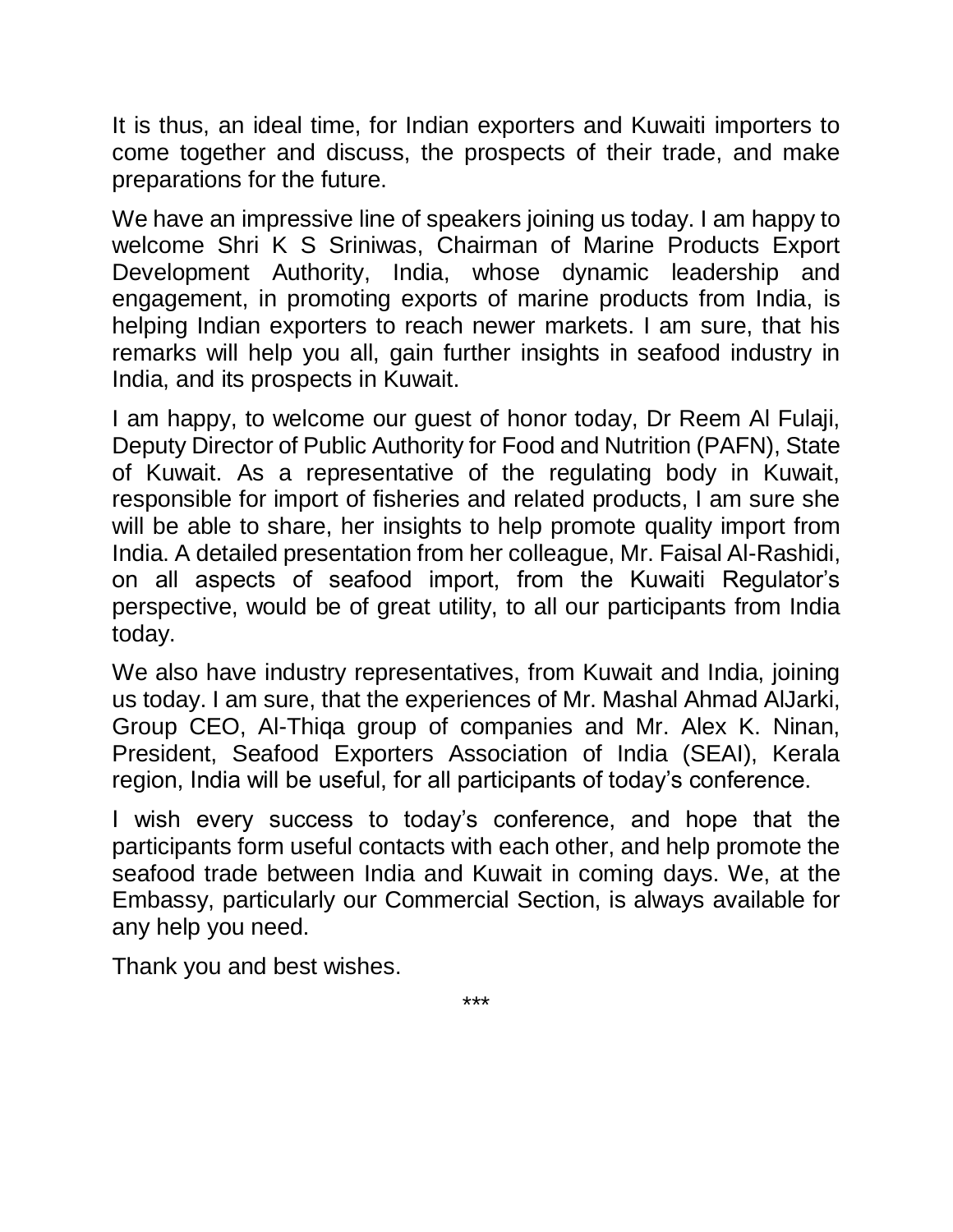It is thus, an ideal time, for Indian exporters and Kuwaiti importers to come together and discuss, the prospects of their trade, and make preparations for the future.

We have an impressive line of speakers joining us today. I am happy to welcome Shri K S Sriniwas, Chairman of Marine Products Export Development Authority, India, whose dynamic leadership and engagement, in promoting exports of marine products from India, is helping Indian exporters to reach newer markets. I am sure, that his remarks will help you all, gain further insights in seafood industry in India, and its prospects in Kuwait.

I am happy, to welcome our guest of honor today, Dr Reem Al Fulaji, Deputy Director of Public Authority for Food and Nutrition (PAFN), State of Kuwait. As a representative of the regulating body in Kuwait, responsible for import of fisheries and related products, I am sure she will be able to share, her insights to help promote quality import from India. A detailed presentation from her colleague, Mr. Faisal Al-Rashidi, on all aspects of seafood import, from the Kuwaiti Regulator's perspective, would be of great utility, to all our participants from India today.

We also have industry representatives, from Kuwait and India, joining us today. I am sure, that the experiences of Mr. Mashal Ahmad AlJarki, Group CEO, Al-Thiqa group of companies and Mr. Alex K. Ninan, President, Seafood Exporters Association of India (SEAI), Kerala region, India will be useful, for all participants of today's conference.

I wish every success to today's conference, and hope that the participants form useful contacts with each other, and help promote the seafood trade between India and Kuwait in coming days. We, at the Embassy, particularly our Commercial Section, is always available for any help you need.

Thank you and best wishes.

***